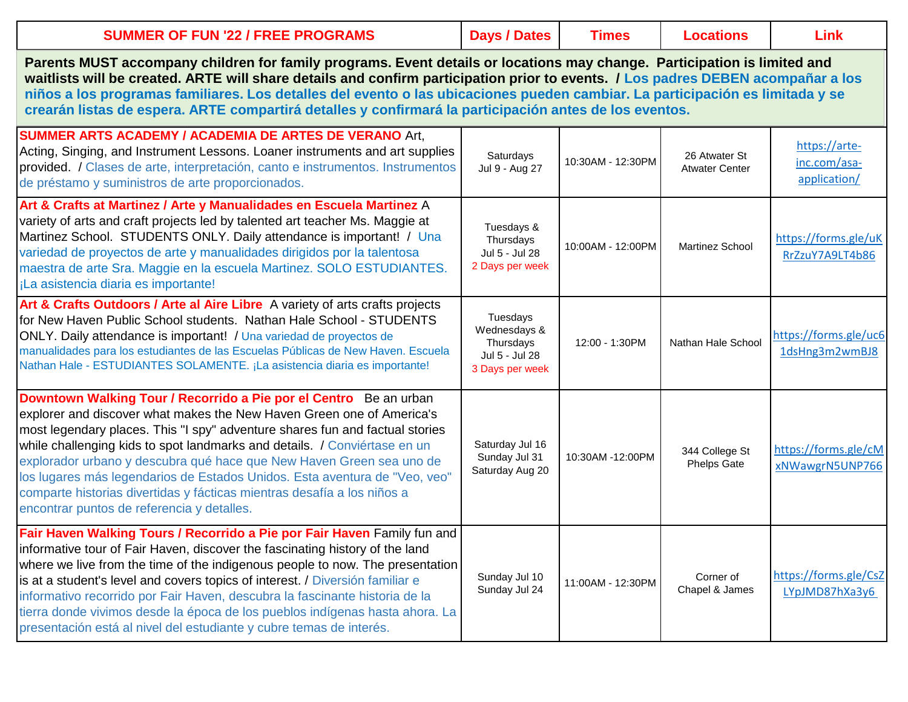| SUMMER OF FUN '22 / FREE PROGRAMS | Days / Dates | Times | Locations | Link |
|---|---|---|---|---|
| **Parents MUST accompany children for family programs. Event details or locations may change. Participation is limited and waitlists will be created. ARTE will share details and confirm participation prior to events. / Los padres DEBEN acompañar a los niños a los programas familiares. Los detalles del evento o las ubicaciones pueden cambiar. La participación es limitada y se crearán listas de espera. ARTE compartirá detalles y confirmará la participación antes de los eventos.** | | | | |
| **SUMMER ARTS ACADEMY / ACADEMIA DE ARTES DE VERANO** Art, Acting, Singing, and Instrument Lessons. Loaner instruments and art supplies provided. / Clases de arte, interpretación, canto e instrumentos. Instrumentos de préstamo y suministros de arte proporcionados. | Saturdays Jul 9 - Aug 27 | 10:30AM - 12:30PM | 26 Atwater St Atwater Center | https://arte-inc.com/asa-application/ |
| **Art & Crafts at Martinez / Arte y Manualidades en Escuela Martinez** A variety of arts and craft projects led by talented art teacher Ms. Maggie at Martinez School. STUDENTS ONLY. Daily attendance is important! / Una variedad de proyectos de arte y manualidades dirigidos por la talentosa maestra de arte Sra. Maggie en la escuela Martinez. SOLO ESTUDIANTES. ¡La asistencia diaria es importante! | Tuesdays & Thursdays Jul 5 - Jul 28 2 Days per week | 10:00AM - 12:00PM | Martinez School | https://forms.gle/uKRrZzuY7A9LT4b86 |
| **Art & Crafts Outdoors / Arte al Aire Libre** A variety of arts crafts projects for New Haven Public School students. Nathan Hale School - STUDENTS ONLY. Daily attendance is important! / Una variedad de proyectos de manualidades para los estudiantes de las Escuelas Públicas de New Haven. Escuela Nathan Hale - ESTUDIANTES SOLAMENTE. ¡La asistencia diaria es importante! | Tuesdays Wednesdays & Thursdays Jul 5 - Jul 28 3 Days per week | 12:00 - 1:30PM | Nathan Hale School | https://forms.gle/uc61dsHng3m2wmBJ8 |
| **Downtown Walking Tour / Recorrido a Pie por el Centro** Be an urban explorer and discover what makes the New Haven Green one of America's most legendary places. This "I spy" adventure shares fun and factual stories while challenging kids to spot landmarks and details. / Conviértase en un explorador urbano y descubra qué hace que New Haven Green sea uno de los lugares más legendarios de Estados Unidos. Esta aventura de "Veo, veo" comparte historias divertidas y fácticas mientras desafía a los niños a encontrar puntos de referencia y detalles. | Saturday Jul 16 Sunday Jul 31 Saturday Aug 20 | 10:30AM -12:00PM | 344 College St Phelps Gate | https://forms.gle/cMxNWawgrN5UNP766 |
| **Fair Haven Walking Tours / Recorrido a Pie por Fair Haven** Family fun and informative tour of Fair Haven, discover the fascinating history of the land where we live from the time of the indigenous people to now. The presentation is at a student's level and covers topics of interest. / Diversión familiar e informativo recorrido por Fair Haven, descubra la fascinante historia de la tierra donde vivimos desde la época de los pueblos indígenas hasta ahora. La presentación está al nivel del estudiante y cubre temas de interés. | Sunday Jul 10 Sunday Jul 24 | 11:00AM - 12:30PM | Corner of Chapel & James | https://forms.gle/CsZLYpJMD87hXa3y6 |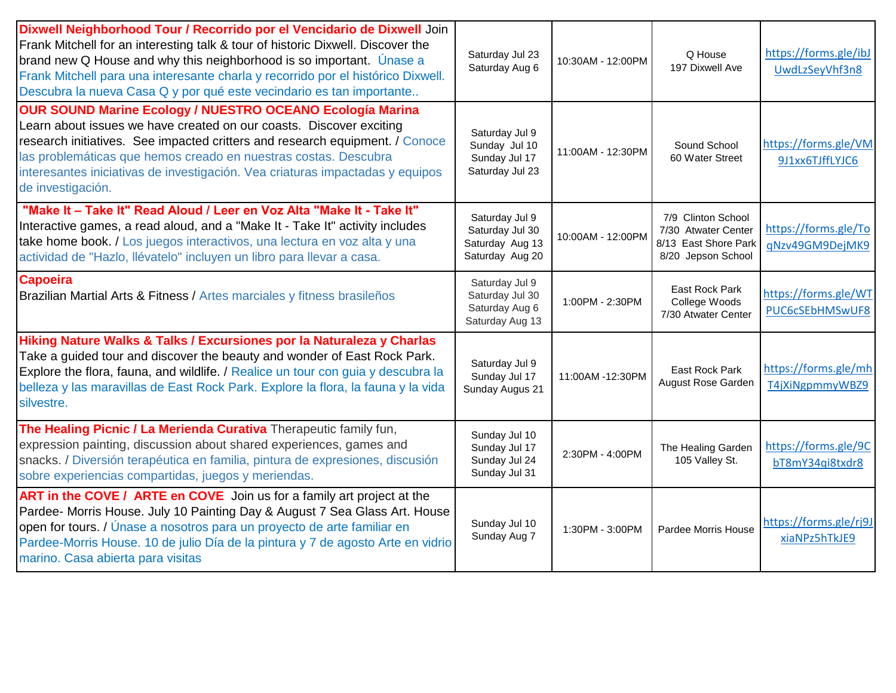| | | | | |
|---|---|---|---|---|
| **Dixwell Neighborhood Tour / Recorrido por el Vencidario de Dixwell** Join Frank Mitchell for an interesting talk & tour of historic Dixwell. Discover the brand new Q House and why this neighborhood is so important. Únase a Frank Mitchell para una interesante charla y recorrido por el histórico Dixwell. Descubra la nueva Casa Q y por qué este vecindario es tan importante.. | Saturday Jul 23<br>Saturday Aug 6 | 10:30AM - 12:00PM | Q House<br>197 Dixwell Ave | https://forms.gle/ibJUwdLzSeyVhf3n8 |
| **OUR SOUND Marine Ecology / NUESTRO OCEANO Ecología Marina** Learn about issues we have created on our coasts. Discover exciting research initiatives. See impacted critters and research equipment. / Conoce las problemáticas que hemos creado en nuestras costas. Descubra interesantes iniciativas de investigación. Vea criaturas impactadas y equipos de investigación. | Saturday Jul 9<br>Sunday Jul 10<br>Sunday Jul 17<br>Saturday Jul 23 | 11:00AM - 12:30PM | Sound School<br>60 Water Street | https://forms.gle/VM9J1xx6TJffLYJC6 |
| **"Make It – Take It" Read Aloud / Leer en Voz Alta "Make It - Take It"** Interactive games, a read aloud, and a "Make It - Take It" activity includes take home book. / Los juegos interactivos, una lectura en voz alta y una actividad de "Hazlo, llévatelo" incluyen un libro para llevar a casa. | Saturday Jul 9<br>Saturday Jul 30<br>Saturday Aug 13<br>Saturday Aug 20 | 10:00AM - 12:00PM | 7/9 Clinton School<br>7/30 Atwater Center<br>8/13 East Shore Park<br>8/20 Jepson School | https://forms.gle/ToqNzv49GM9DejMK9 |
| **Capoeira** Brazilian Martial Arts & Fitness / Artes marciales y fitness brasileños | Saturday Jul 9<br>Saturday Jul 30<br>Saturday Aug 6<br>Saturday Aug 13 | 1:00PM - 2:30PM | East Rock Park<br>College Woods<br>7/30 Atwater Center | https://forms.gle/WTPUC6cSEbHMSwUF8 |
| **Hiking Nature Walks & Talks / Excursiones por la Naturaleza y Charlas** Take a guided tour and discover the beauty and wonder of East Rock Park. Explore the flora, fauna, and wildlife. / Realice un tour con guia y descubra la belleza y las maravillas de East Rock Park. Explore la flora, la fauna y la vida silvestre. | Saturday Jul 9<br>Sunday Jul 17<br>Sunday Augus 21 | 11:00AM -12:30PM | East Rock Park<br>August Rose Garden | https://forms.gle/mhT4jXiNgpmmyWBZ9 |
| **The Healing Picnic / La Merienda Curativa** Therapeutic family fun, expression painting, discussion about shared experiences, games and snacks. / Diversión terapéutica en familia, pintura de expresiones, discusión sobre experiencias compartidas, juegos y meriendas. | Sunday Jul 10<br>Sunday Jul 17<br>Sunday Jul 24<br>Sunday Jul 31 | 2:30PM - 4:00PM | The Healing Garden<br>105 Valley St. | https://forms.gle/9CbT8mY34gi8txdr8 |
| **ART in the COVE / ARTE en COVE** Join us for a family art project at the Pardee- Morris House. July 10 Painting Day & August 7 Sea Glass Art. House open for tours. / Únase a nosotros para un proyecto de arte familiar en Pardee-Morris House. 10 de julio Día de la pintura y 7 de agosto Arte en vidrio marino. Casa abierta para visitas | Sunday Jul 10<br>Sunday Aug 7 | 1:30PM - 3:00PM | Pardee Morris House | https://forms.gle/rj9JxiaNPz5hTkJE9 |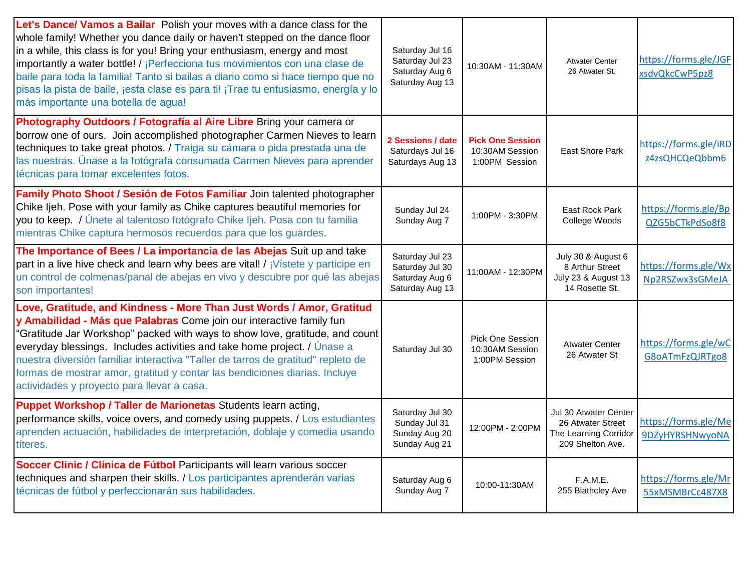| | | | | |
|---|---|---|---|---|
| **Let's Dance/ Vamos a Bailar** Polish your moves with a dance class for the whole family! Whether you dance daily or haven't stepped on the dance floor in a while, this class is for you! Bring your enthusiasm, energy and most importantly a water bottle! / ¡Perfecciona tus movimientos con una clase de baile para toda la familia! Tanto si bailas a diario como si hace tiempo que no pisas la pista de baile, ¡esta clase es para ti! ¡Trae tu entusiasmo, energía y lo más importante una botella de agua! | Saturday Jul 16<br>Saturday Jul 23<br>Saturday Aug 6<br>Saturday Aug 13 | 10:30AM - 11:30AM | Atwater Center<br>26 Atwater St. | https://forms.gle/JGFxsdvQkcCwP5pz8 |
| **Photography Outdoors / Fotografía al Aire Libre** Bring your camera or borrow one of ours. Join accomplished photographer Carmen Nieves to learn techniques to take great photos. / Traiga su cámara o pida prestada una de las nuestras. Únase a la fotógrafa consumada Carmen Nieves para aprender técnicas para tomar excelentes fotos. | **2 Sessions / date**<br>Saturdays Jul 16<br>Saturdays Aug 13 | **Pick One Session**<br>10:30AM Session<br>1:00PM Session | East Shore Park | https://forms.gle/iRDz4zsQHCQeQbbm6 |
| **Family Photo Shoot / Sesión de Fotos Familiar** Join talented photographer Chike Ijeh. Pose with your family as Chike captures beautiful memories for you to keep. / Únete al talentoso fotógrafo Chike Ijeh. Posa con tu familia mientras Chike captura hermosos recuerdos para que los guardes. | Sunday Jul 24<br>Sunday Aug 7 | 1:00PM - 3:30PM | East Rock Park<br>College Woods | https://forms.gle/BpQZG5bCTkPdSo8f8 |
| **The Importance of Bees / La importancia de las Abejas** Suit up and take part in a live hive check and learn why bees are vital! / ¡Vístete y participe en un control de colmenas/panal de abejas en vivo y descubre por qué las abejas son importantes! | Saturday Jul 23<br>Saturday Jul 30<br>Saturday Aug 6<br>Saturday Aug 13 | 11:00AM - 12:30PM | July 30 & August 6<br>8 Arthur Street<br>July 23 & August 13<br>14 Rosette St. | https://forms.gle/WxNp2RSZwx3sGMeJA |
| **Love, Gratitude, and Kindness - More Than Just Words / Amor, Gratitud y Amabilidad - Más que Palabras** Come join our interactive family fun "Gratitude Jar Workshop" packed with ways to show love, gratitude, and count everyday blessings. Includes activities and take home project. / Únase a nuestra diversión familiar interactiva "Taller de tarros de gratitud" repleto de formas de mostrar amor, gratitud y contar las bendiciones diarias. Incluye actividades y proyecto para llevar a casa. | Saturday Jul 30 | Pick One Session<br>10:30AM Session<br>1:00PM Session | Atwater Center<br>26 Atwater St | https://forms.gle/wCG8oATmFzQJRTgo8 |
| **Puppet Workshop / Taller de Marionetas** Students learn acting, performance skills, voice overs, and comedy using puppets. / Los estudiantes aprenden actuación, habilidades de interpretación, doblaje y comedia usando títeres. | Saturday Jul 30<br>Sunday Jul 31<br>Sunday Aug 20<br>Sunday Aug 21 | 12:00PM - 2:00PM | Jul 30 Atwater Center<br>26 Atwater Street<br>The Learning Corridor<br>209 Shelton Ave. | https://forms.gle/Me9DZyHYRSHNwyoNA |
| **Soccer Clinic / Clínica de Fútbol** Participants will learn various soccer techniques and sharpen their skills. / Los participantes aprenderán varias técnicas de fútbol y perfeccionarán sus habilidades. | Saturday Aug 6<br>Sunday Aug 7 | 10:00-11:30AM | F.A.M.E.<br>255 Blathcley Ave | https://forms.gle/Mr55xMSMBrCc487X8 |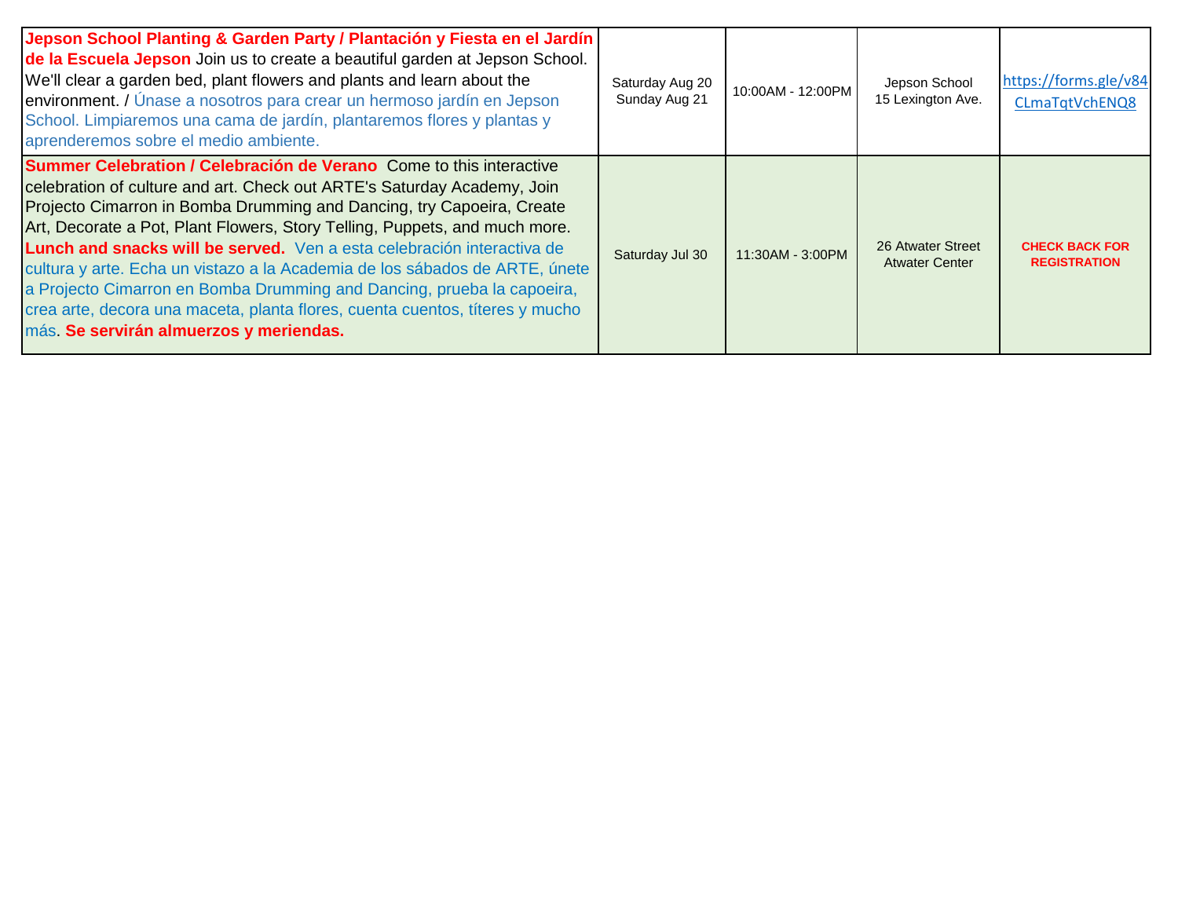| | | | | |
|---|---|---|---|---|
| **Jepson School Planting & Garden Party / Plantación y Fiesta en el Jardín de la Escuela Jepson** Join us to create a beautiful garden at Jepson School. We'll clear a garden bed, plant flowers and plants and learn about the environment. / Únase a nosotros para crear un hermoso jardín en Jepson School. Limpiaremos una cama de jardín, plantaremos flores y plantas y aprenderemos sobre el medio ambiente. | Saturday Aug 20<br>Sunday Aug 21 | 10:00AM - 12:00PM | Jepson School<br>15 Lexington Ave. | https://forms.gle/v84CLmaTqtVchENQ8 |
| **Summer Celebration / Celebración de Verano** Come to this interactive celebration of culture and art. Check out ARTE's Saturday Academy, Join Projecto Cimarron in Bomba Drumming and Dancing, try Capoeira, Create Art, Decorate a Pot, Plant Flowers, Story Telling, Puppets, and much more. **Lunch and snacks will be served.** Ven a esta celebración interactiva de cultura y arte. Echa un vistazo a la Academia de los sábados de ARTE, únete a Projecto Cimarron en Bomba Drumming and Dancing, prueba la capoeira, crea arte, decora una maceta, planta flores, cuenta cuentos, títeres y mucho más. **Se servirán almuerzos y meriendas.** | Saturday Jul 30 | 11:30AM - 3:00PM | 26 Atwater Street<br>Atwater Center | **CHECK BACK FOR REGISTRATION** |